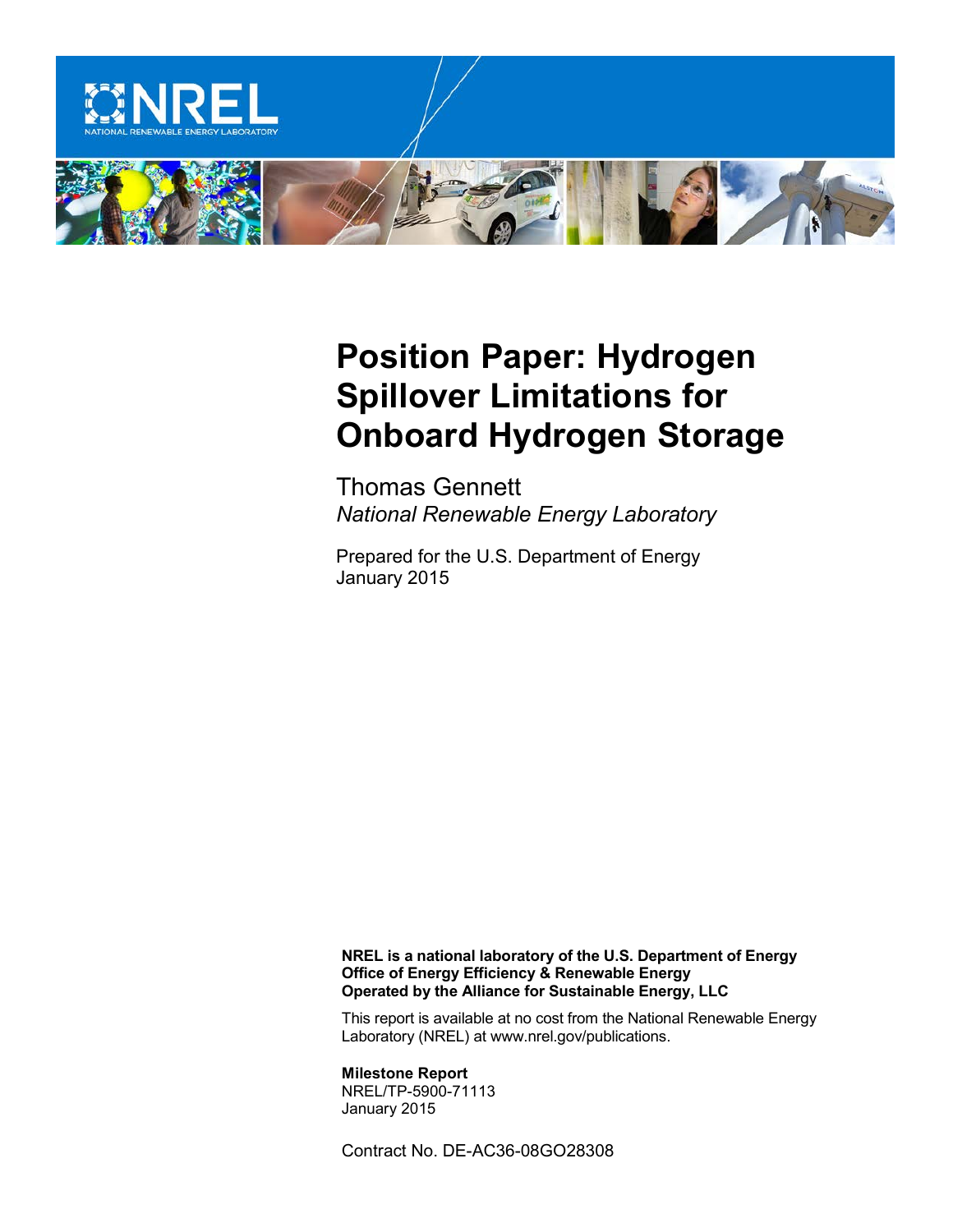# Position Paper: Hydrogen Spillover Limitations for Onboard Hydrogen Storage

Thomas Gennett
*National Renewable Energy Laboratory*

Prepared for the U.S. Department of Energy
January 2015

**NREL is a national laboratory of the U.S. Department of Energy**
**Office of Energy Efficiency & Renewable Energy**
**Operated by the Alliance for Sustainable Energy, LLC**

This report is available at no cost from the National Renewable Energy Laboratory (NREL) at www.nrel.gov/publications.

**Milestone Report**
NREL/TP-5900-71113
January 2015

Contract No. DE-AC36-08GO28308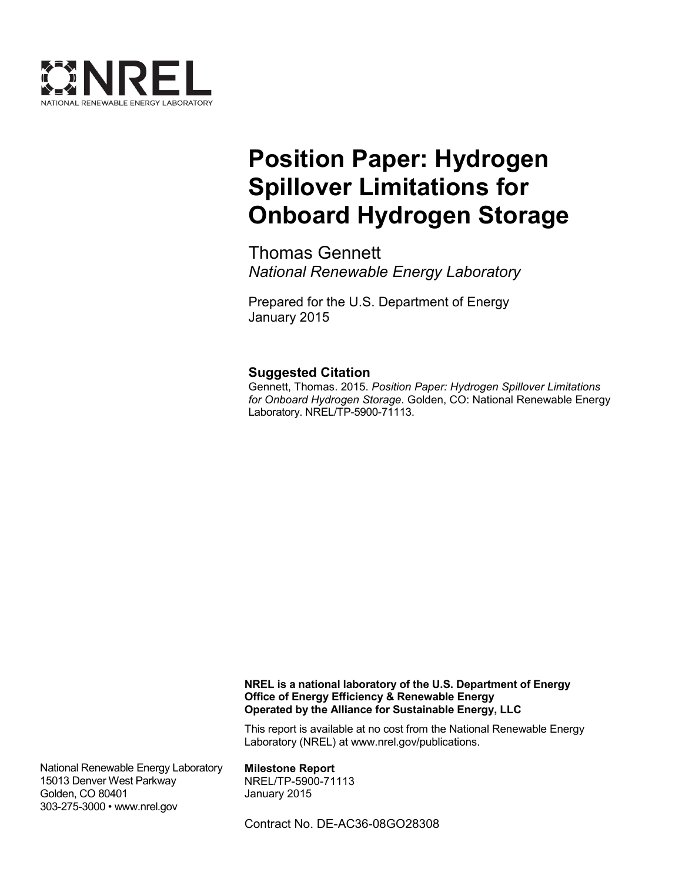# Position Paper: Hydrogen Spillover Limitations for Onboard Hydrogen Storage

Thomas Gennett
*National Renewable Energy Laboratory*

Prepared for the U.S. Department of Energy
January 2015

### Suggested Citation

Gennett, Thomas. 2015. *Position Paper: Hydrogen Spillover Limitations for Onboard Hydrogen Storage*. Golden, CO: National Renewable Energy Laboratory. NREL/TP-5900-71113.

**NREL is a national laboratory of the U.S. Department of Energy**
**Office of Energy Efficiency & Renewable Energy**
**Operated by the Alliance for Sustainable Energy, LLC**

This report is available at no cost from the National Renewable Energy Laboratory (NREL) at www.nrel.gov/publications.

National Renewable Energy Laboratory
15013 Denver West Parkway
Golden, CO 80401
303-275-3000 • www.nrel.gov

**Milestone Report**
NREL/TP-5900-71113
January 2015

Contract No. DE-AC36-08GO28308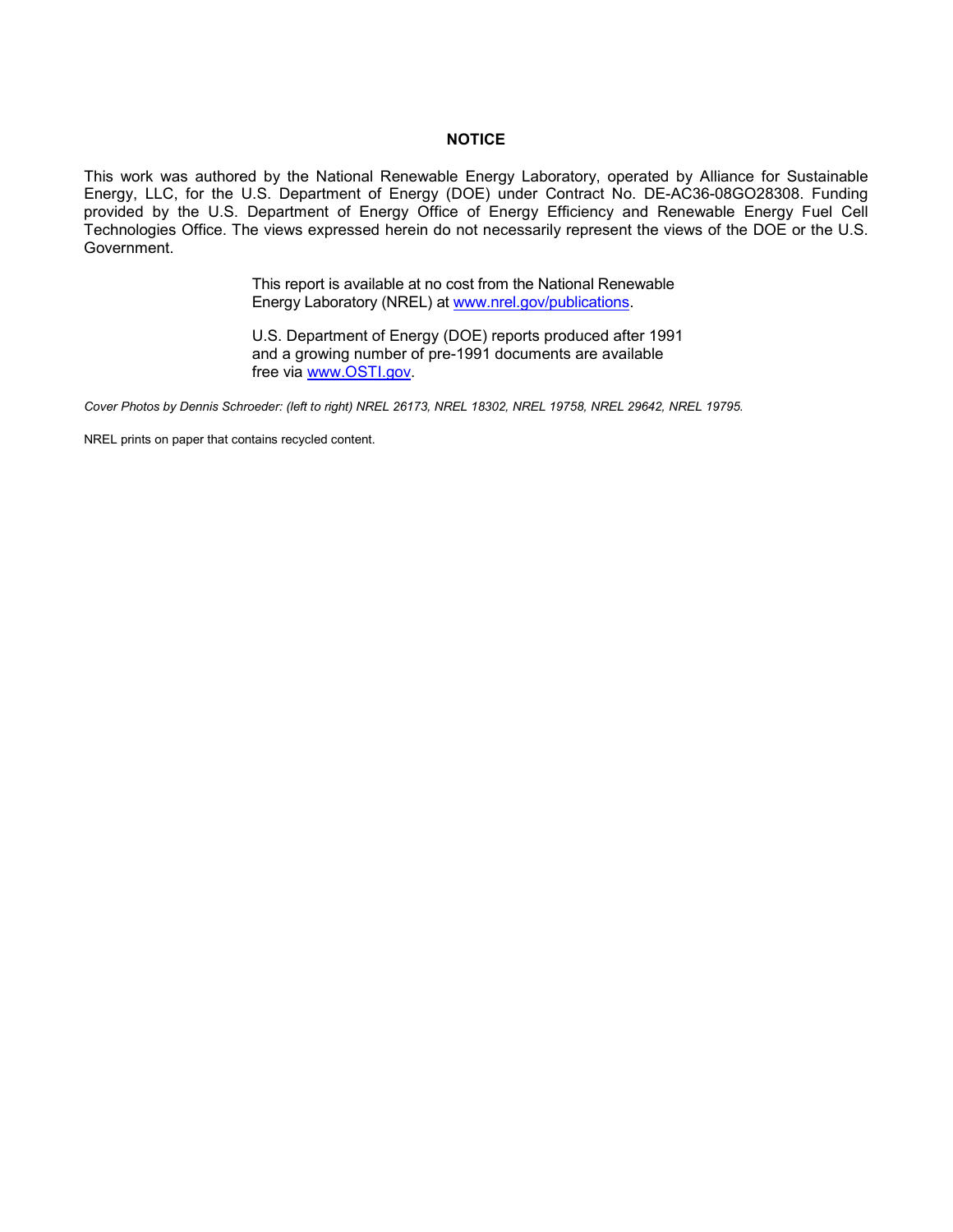**NOTICE**

This work was authored by the National Renewable Energy Laboratory, operated by Alliance for Sustainable Energy, LLC, for the U.S. Department of Energy (DOE) under Contract No. DE-AC36-08GO28308. Funding provided by the U.S. Department of Energy Office of Energy Efficiency and Renewable Energy Fuel Cell Technologies Office. The views expressed herein do not necessarily represent the views of the DOE or the U.S. Government.

This report is available at no cost from the National Renewable Energy Laboratory (NREL) at [www.nrel.gov/publications](www.nrel.gov/publications).

U.S. Department of Energy (DOE) reports produced after 1991 and a growing number of pre-1991 documents are available free via [www.OSTI.gov](www.OSTI.gov).

*Cover Photos by Dennis Schroeder: (left to right) NREL 26173, NREL 18302, NREL 19758, NREL 29642, NREL 19795.*

NREL prints on paper that contains recycled content.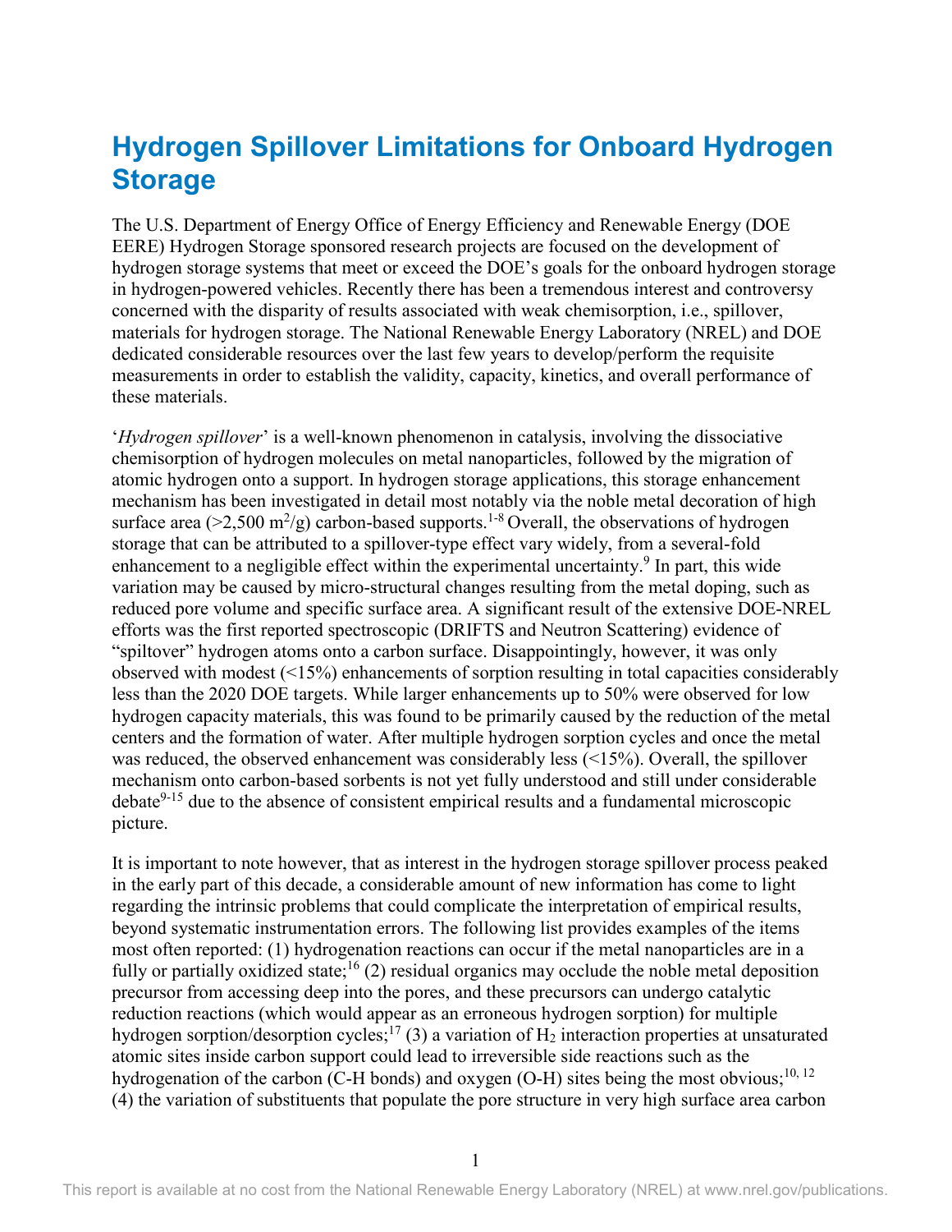# Hydrogen Spillover Limitations for Onboard Hydrogen Storage

The U.S. Department of Energy Office of Energy Efficiency and Renewable Energy (DOE EERE) Hydrogen Storage sponsored research projects are focused on the development of hydrogen storage systems that meet or exceed the DOE's goals for the onboard hydrogen storage in hydrogen-powered vehicles. Recently there has been a tremendous interest and controversy concerned with the disparity of results associated with weak chemisorption, i.e., spillover, materials for hydrogen storage. The National Renewable Energy Laboratory (NREL) and DOE dedicated considerable resources over the last few years to develop/perform the requisite measurements in order to establish the validity, capacity, kinetics, and overall performance of these materials.

'*Hydrogen spillover*' is a well-known phenomenon in catalysis, involving the dissociative chemisorption of hydrogen molecules on metal nanoparticles, followed by the migration of atomic hydrogen onto a support. In hydrogen storage applications, this storage enhancement mechanism has been investigated in detail most notably via the noble metal decoration of high surface area (>2,500 $m^2/g$) carbon-based supports.[1-8] Overall, the observations of hydrogen storage that can be attributed to a spillover-type effect vary widely, from a several-fold enhancement to a negligible effect within the experimental uncertainty.[9] In part, this wide variation may be caused by micro-structural changes resulting from the metal doping, such as reduced pore volume and specific surface area. A significant result of the extensive DOE-NREL efforts was the first reported spectroscopic (DRIFTS and Neutron Scattering) evidence of "spiltover" hydrogen atoms onto a carbon surface. Disappointingly, however, it was only observed with modest (<15%) enhancements of sorption resulting in total capacities considerably less than the 2020 DOE targets. While larger enhancements up to 50% were observed for low hydrogen capacity materials, this was found to be primarily caused by the reduction of the metal centers and the formation of water. After multiple hydrogen sorption cycles and once the metal was reduced, the observed enhancement was considerably less (<15%). Overall, the spillover mechanism onto carbon-based sorbents is not yet fully understood and still under considerable debate[9-15] due to the absence of consistent empirical results and a fundamental microscopic picture.

It is important to note however, that as interest in the hydrogen storage spillover process peaked in the early part of this decade, a considerable amount of new information has come to light regarding the intrinsic problems that could complicate the interpretation of empirical results, beyond systematic instrumentation errors. The following list provides examples of the items most often reported: (1) hydrogenation reactions can occur if the metal nanoparticles are in a fully or partially oxidized state;[16] (2) residual organics may occlude the noble metal deposition precursor from accessing deep into the pores, and these precursors can undergo catalytic reduction reactions (which would appear as an erroneous hydrogen sorption) for multiple hydrogen sorption/desorption cycles;[17] (3) a variation of $H_2$ interaction properties at unsaturated atomic sites inside carbon support could lead to irreversible side reactions such as the hydrogenation of the carbon (C-H bonds) and oxygen (O-H) sites being the most obvious;[10, 12] (4) the variation of substituents that populate the pore structure in very high surface area carbon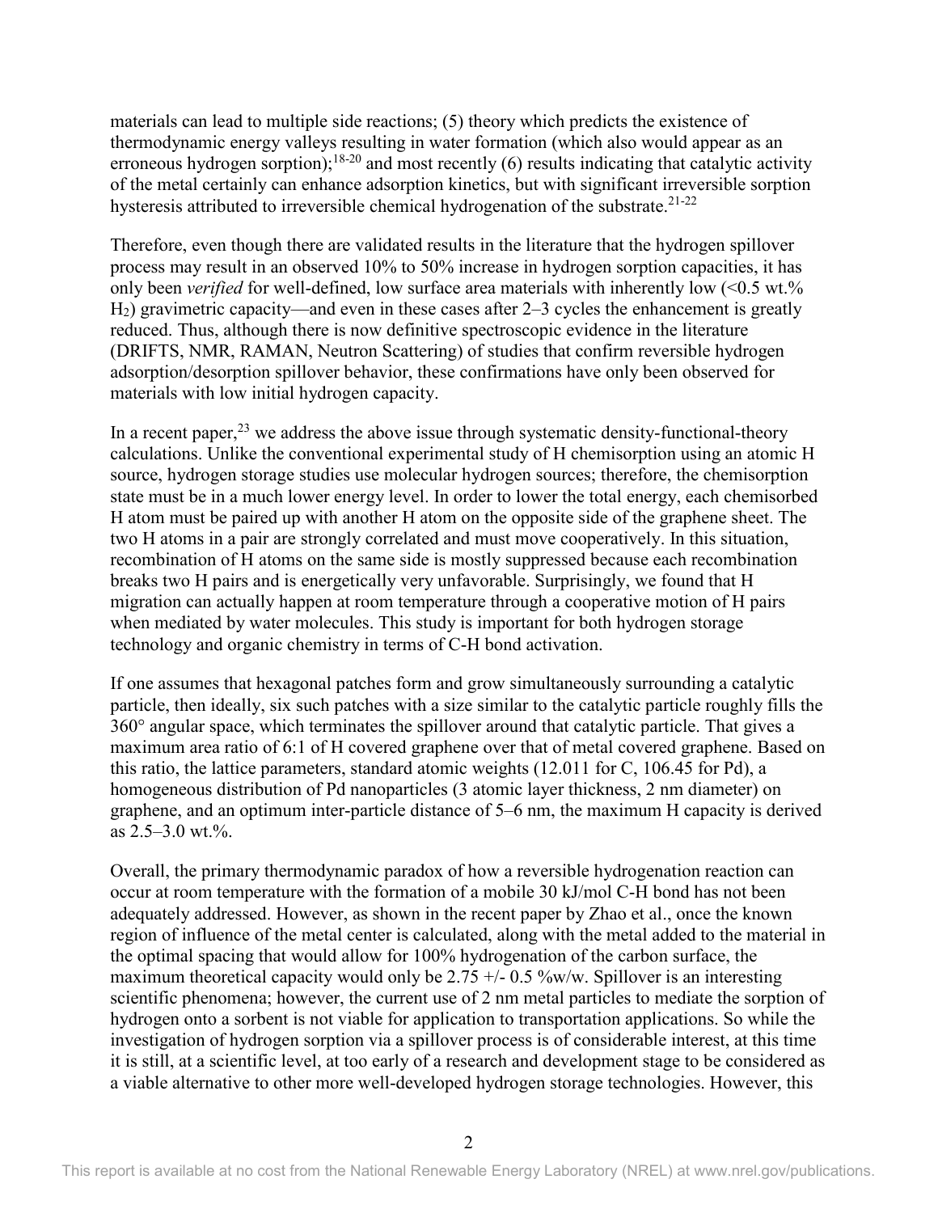materials can lead to multiple side reactions; (5) theory which predicts the existence of thermodynamic energy valleys resulting in water formation (which also would appear as an erroneous hydrogen sorption);[18-20] and most recently (6) results indicating that catalytic activity of the metal certainly can enhance adsorption kinetics, but with significant irreversible sorption hysteresis attributed to irreversible chemical hydrogenation of the substrate.[21-22]

Therefore, even though there are validated results in the literature that the hydrogen spillover process may result in an observed 10% to 50% increase in hydrogen sorption capacities, it has only been *verified* for well-defined, low surface area materials with inherently low (<0.5 wt.% $H_2$) gravimetric capacity—and even in these cases after 2–3 cycles the enhancement is greatly reduced. Thus, although there is now definitive spectroscopic evidence in the literature (DRIFTS, NMR, RAMAN, Neutron Scattering) of studies that confirm reversible hydrogen adsorption/desorption spillover behavior, these confirmations have only been observed for materials with low initial hydrogen capacity.

In a recent paper,[23] we address the above issue through systematic density-functional-theory calculations. Unlike the conventional experimental study of H chemisorption using an atomic H source, hydrogen storage studies use molecular hydrogen sources; therefore, the chemisorption state must be in a much lower energy level. In order to lower the total energy, each chemisorbed H atom must be paired up with another H atom on the opposite side of the graphene sheet. The two H atoms in a pair are strongly correlated and must move cooperatively. In this situation, recombination of H atoms on the same side is mostly suppressed because each recombination breaks two H pairs and is energetically very unfavorable. Surprisingly, we found that H migration can actually happen at room temperature through a cooperative motion of H pairs when mediated by water molecules. This study is important for both hydrogen storage technology and organic chemistry in terms of C-H bond activation.

If one assumes that hexagonal patches form and grow simultaneously surrounding a catalytic particle, then ideally, six such patches with a size similar to the catalytic particle roughly fills the 360° angular space, which terminates the spillover around that catalytic particle. That gives a maximum area ratio of 6:1 of H covered graphene over that of metal covered graphene. Based on this ratio, the lattice parameters, standard atomic weights (12.011 for C, 106.45 for Pd), a homogeneous distribution of Pd nanoparticles (3 atomic layer thickness, 2 nm diameter) on graphene, and an optimum inter-particle distance of 5–6 nm, the maximum H capacity is derived as 2.5–3.0 wt.%.

Overall, the primary thermodynamic paradox of how a reversible hydrogenation reaction can occur at room temperature with the formation of a mobile 30 kJ/mol C-H bond has not been adequately addressed. However, as shown in the recent paper by Zhao et al., once the known region of influence of the metal center is calculated, along with the metal added to the material in the optimal spacing that would allow for 100% hydrogenation of the carbon surface, the maximum theoretical capacity would only be 2.75 +/- 0.5 %w/w. Spillover is an interesting scientific phenomena; however, the current use of 2 nm metal particles to mediate the sorption of hydrogen onto a sorbent is not viable for application to transportation applications. So while the investigation of hydrogen sorption via a spillover process is of considerable interest, at this time it is still, at a scientific level, at too early of a research and development stage to be considered as a viable alternative to other more well-developed hydrogen storage technologies. However, this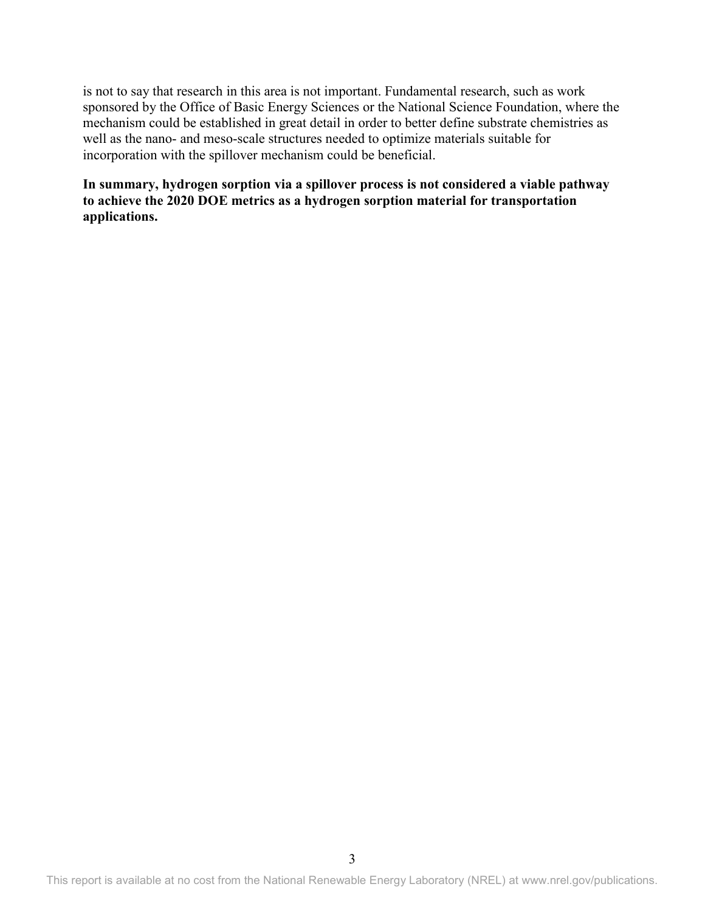is not to say that research in this area is not important. Fundamental research, such as work sponsored by the Office of Basic Energy Sciences or the National Science Foundation, where the mechanism could be established in great detail in order to better define substrate chemistries as well as the nano- and meso-scale structures needed to optimize materials suitable for incorporation with the spillover mechanism could be beneficial.

**In summary, hydrogen sorption via a spillover process is not considered a viable pathway to achieve the 2020 DOE metrics as a hydrogen sorption material for transportation applications.**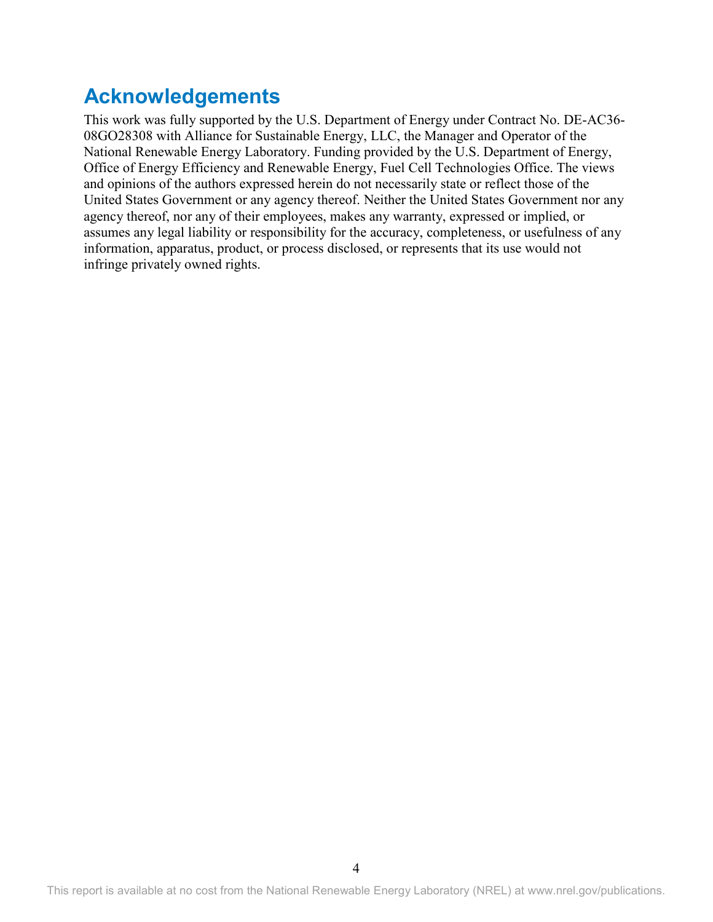## Acknowledgements

This work was fully supported by the U.S. Department of Energy under Contract No. DE-AC36-08GO28308 with Alliance for Sustainable Energy, LLC, the Manager and Operator of the National Renewable Energy Laboratory. Funding provided by the U.S. Department of Energy, Office of Energy Efficiency and Renewable Energy, Fuel Cell Technologies Office. The views and opinions of the authors expressed herein do not necessarily state or reflect those of the United States Government or any agency thereof. Neither the United States Government nor any agency thereof, nor any of their employees, makes any warranty, expressed or implied, or assumes any legal liability or responsibility for the accuracy, completeness, or usefulness of any information, apparatus, product, or process disclosed, or represents that its use would not infringe privately owned rights.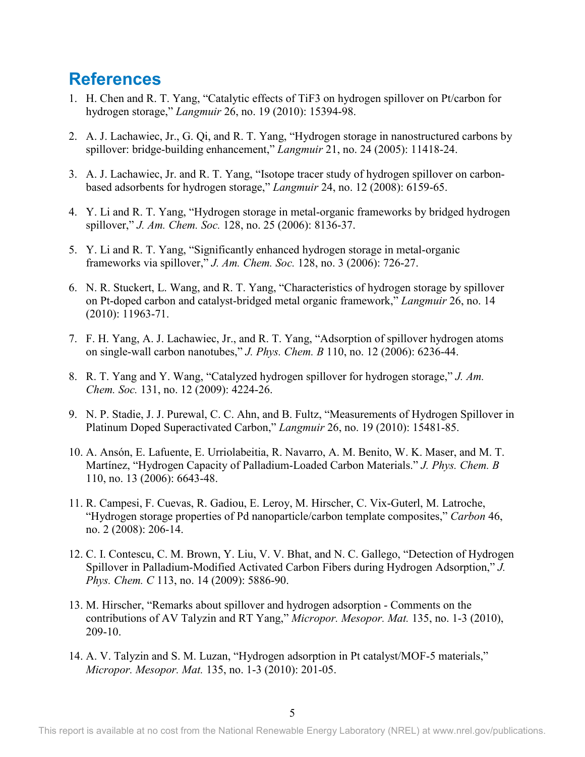## References

1. H. Chen and R. T. Yang, "Catalytic effects of $TiF_3$ on hydrogen spillover on Pt/carbon for hydrogen storage," *Langmuir* 26, no. 19 (2010): 15394-98.

2. A. J. Lachawiec, Jr., G. Qi, and R. T. Yang, "Hydrogen storage in nanostructured carbons by spillover: bridge-building enhancement," *Langmuir* 21, no. 24 (2005): 11418-24.

3. A. J. Lachawiec, Jr. and R. T. Yang, "Isotope tracer study of hydrogen spillover on carbon-based adsorbents for hydrogen storage," *Langmuir* 24, no. 12 (2008): 6159-65.

4. Y. Li and R. T. Yang, "Hydrogen storage in metal-organic frameworks by bridged hydrogen spillover," *J. Am. Chem. Soc.* 128, no. 25 (2006): 8136-37.

5. Y. Li and R. T. Yang, "Significantly enhanced hydrogen storage in metal-organic frameworks via spillover," *J. Am. Chem. Soc.* 128, no. 3 (2006): 726-27.

6. N. R. Stuckert, L. Wang, and R. T. Yang, "Characteristics of hydrogen storage by spillover on Pt-doped carbon and catalyst-bridged metal organic framework," *Langmuir* 26, no. 14 (2010): 11963-71.

7. F. H. Yang, A. J. Lachawiec, Jr., and R. T. Yang, "Adsorption of spillover hydrogen atoms on single-wall carbon nanotubes," *J. Phys. Chem. B* 110, no. 12 (2006): 6236-44.

8. R. T. Yang and Y. Wang, "Catalyzed hydrogen spillover for hydrogen storage," *J. Am. Chem. Soc.* 131, no. 12 (2009): 4224-26.

9. N. P. Stadie, J. J. Purewal, C. C. Ahn, and B. Fultz, "Measurements of Hydrogen Spillover in Platinum Doped Superactivated Carbon," *Langmuir* 26, no. 19 (2010): 15481-85.

10. A. Ansón, E. Lafuente, E. Urriolabeitia, R. Navarro, A. M. Benito, W. K. Maser, and M. T. Martínez, "Hydrogen Capacity of Palladium-Loaded Carbon Materials." *J. Phys. Chem. B* 110, no. 13 (2006): 6643-48.

11. R. Campesi, F. Cuevas, R. Gadiou, E. Leroy, M. Hirscher, C. Vix-Guterl, M. Latroche, "Hydrogen storage properties of Pd nanoparticle/carbon template composites," *Carbon* 46, no. 2 (2008): 206-14.

12. C. I. Contescu, C. M. Brown, Y. Liu, V. V. Bhat, and N. C. Gallego, "Detection of Hydrogen Spillover in Palladium-Modified Activated Carbon Fibers during Hydrogen Adsorption," *J. Phys. Chem. C* 113, no. 14 (2009): 5886-90.

13. M. Hirscher, "Remarks about spillover and hydrogen adsorption - Comments on the contributions of AV Talyzin and RT Yang," *Micropor. Mesopor. Mat.* 135, no. 1-3 (2010), 209-10.

14. A. V. Talyzin and S. M. Luzan, "Hydrogen adsorption in Pt catalyst/MOF-5 materials," *Micropor. Mesopor. Mat.* 135, no. 1-3 (2010): 201-05.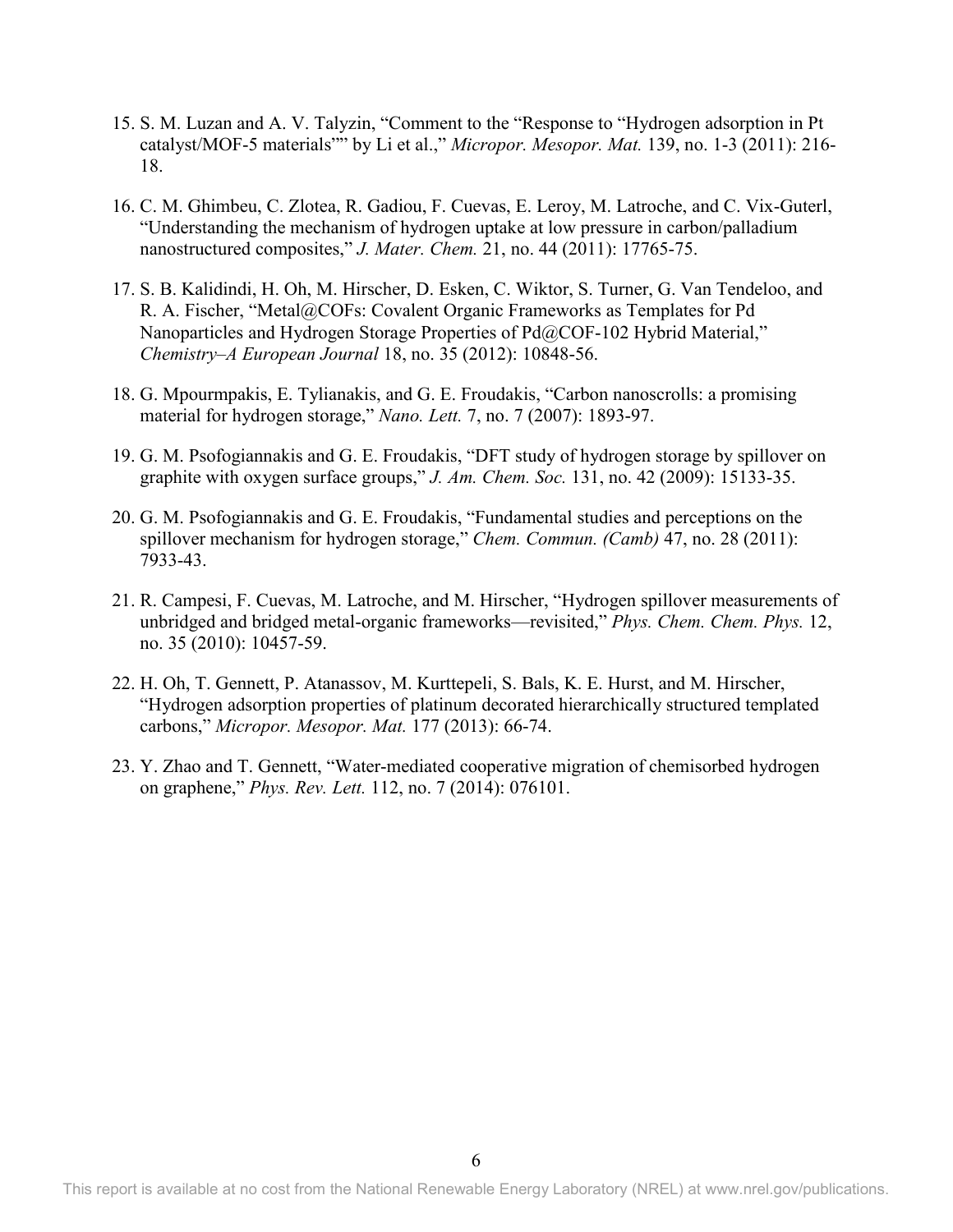15. S. M. Luzan and A. V. Talyzin, "Comment to the "Response to "Hydrogen adsorption in Pt catalyst/MOF-5 materials"" by Li et al.," *Micropor. Mesopor. Mat.* 139, no. 1-3 (2011): 216-18.

16. C. M. Ghimbeu, C. Zlotea, R. Gadiou, F. Cuevas, E. Leroy, M. Latroche, and C. Vix-Guterl, "Understanding the mechanism of hydrogen uptake at low pressure in carbon/palladium nanostructured composites," *J. Mater. Chem.* 21, no. 44 (2011): 17765-75.

17. S. B. Kalidindi, H. Oh, M. Hirscher, D. Esken, C. Wiktor, S. Turner, G. Van Tendeloo, and R. A. Fischer, "Metal@COFs: Covalent Organic Frameworks as Templates for Pd Nanoparticles and Hydrogen Storage Properties of Pd@COF-102 Hybrid Material," *Chemistry–A European Journal* 18, no. 35 (2012): 10848-56.

18. G. Mpourmpakis, E. Tylianakis, and G. E. Froudakis, "Carbon nanoscrolls: a promising material for hydrogen storage," *Nano. Lett.* 7, no. 7 (2007): 1893-97.

19. G. M. Psofogiannakis and G. E. Froudakis, "DFT study of hydrogen storage by spillover on graphite with oxygen surface groups," *J. Am. Chem. Soc.* 131, no. 42 (2009): 15133-35.

20. G. M. Psofogiannakis and G. E. Froudakis, "Fundamental studies and perceptions on the spillover mechanism for hydrogen storage," *Chem. Commun. (Camb)* 47, no. 28 (2011): 7933-43.

21. R. Campesi, F. Cuevas, M. Latroche, and M. Hirscher, "Hydrogen spillover measurements of unbridged and bridged metal-organic frameworks—revisited," *Phys. Chem. Chem. Phys.* 12, no. 35 (2010): 10457-59.

22. H. Oh, T. Gennett, P. Atanassov, M. Kurttepeli, S. Bals, K. E. Hurst, and M. Hirscher, "Hydrogen adsorption properties of platinum decorated hierarchically structured templated carbons," *Micropor. Mesopor. Mat.* 177 (2013): 66-74.

23. Y. Zhao and T. Gennett, "Water-mediated cooperative migration of chemisorbed hydrogen on graphene," *Phys. Rev. Lett.* 112, no. 7 (2014): 076101.